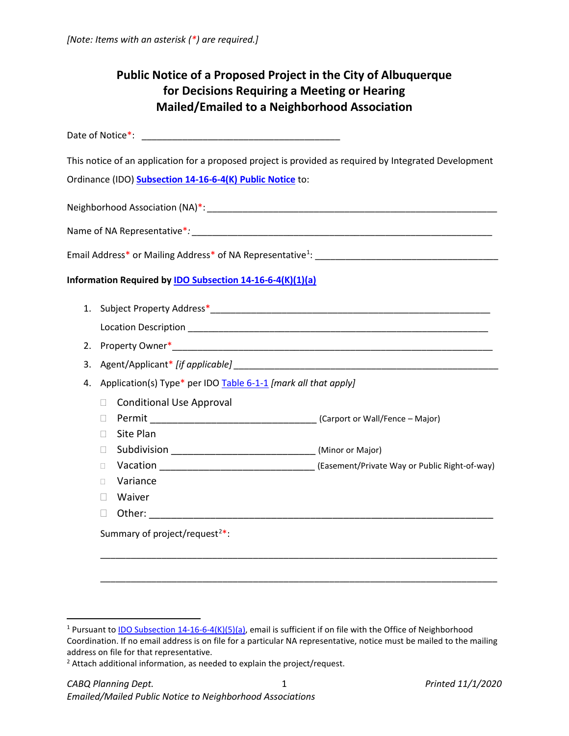*[Note: Items with an asterisk (*) are required.]*

# Public Notice of a Proposed Project in the City of Albuquerque for Decisions Requiring a Meeting or Hearing Mailed/Emailed to a Neighborhood Association

Date of Notice*: _______________________________________

This notice of an application for a proposed project is provided as required by Integrated Development Ordinance (IDO) **Subsection 14-16-6-4(K) Public Notice** to:

Neighborhood Association (NA)*: _________________________________________________________

Name of NA Representative*: ___________________________________________________________

Email Address* or Mailing Address* of NA Representative[1]: ____________________________________

**Information Required by IDO Subsection 14-16-6-4(K)(1)(a)**

1. Subject Property Address* ______________________________________________________

   Location Description ___________________________________________________________

2. Property Owner* _______________________________________________________________

3. Agent/Applicant* *[if applicable]* _________________________________________________

4. Application(s) Type* per IDO Table 6-1-1 *[mark all that apply]*

   - ☐ Conditional Use Approval
   - ☐ Permit ______________________________ (Carport or Wall/Fence – Major)
   - ☐ Site Plan
   - ☐ Subdivision ___________________________ (Minor or Major)
   - ☐ Vacation ____________________________ (Easement/Private Way or Public Right-of-way)
   - ☐ Variance
   - ☐ Waiver
   - ☐ Other: ______________________________________________________________

   Summary of project/request[2]*:

   __________________________________________________________________________

   __________________________________________________________________________

---

[1] Pursuant to IDO Subsection 14-16-6-4(K)(5)(a), email is sufficient if on file with the Office of Neighborhood Coordination. If no email address is on file for a particular NA representative, notice must be mailed to the mailing address on file for that representative.

[2] Attach additional information, as needed to explain the project/request.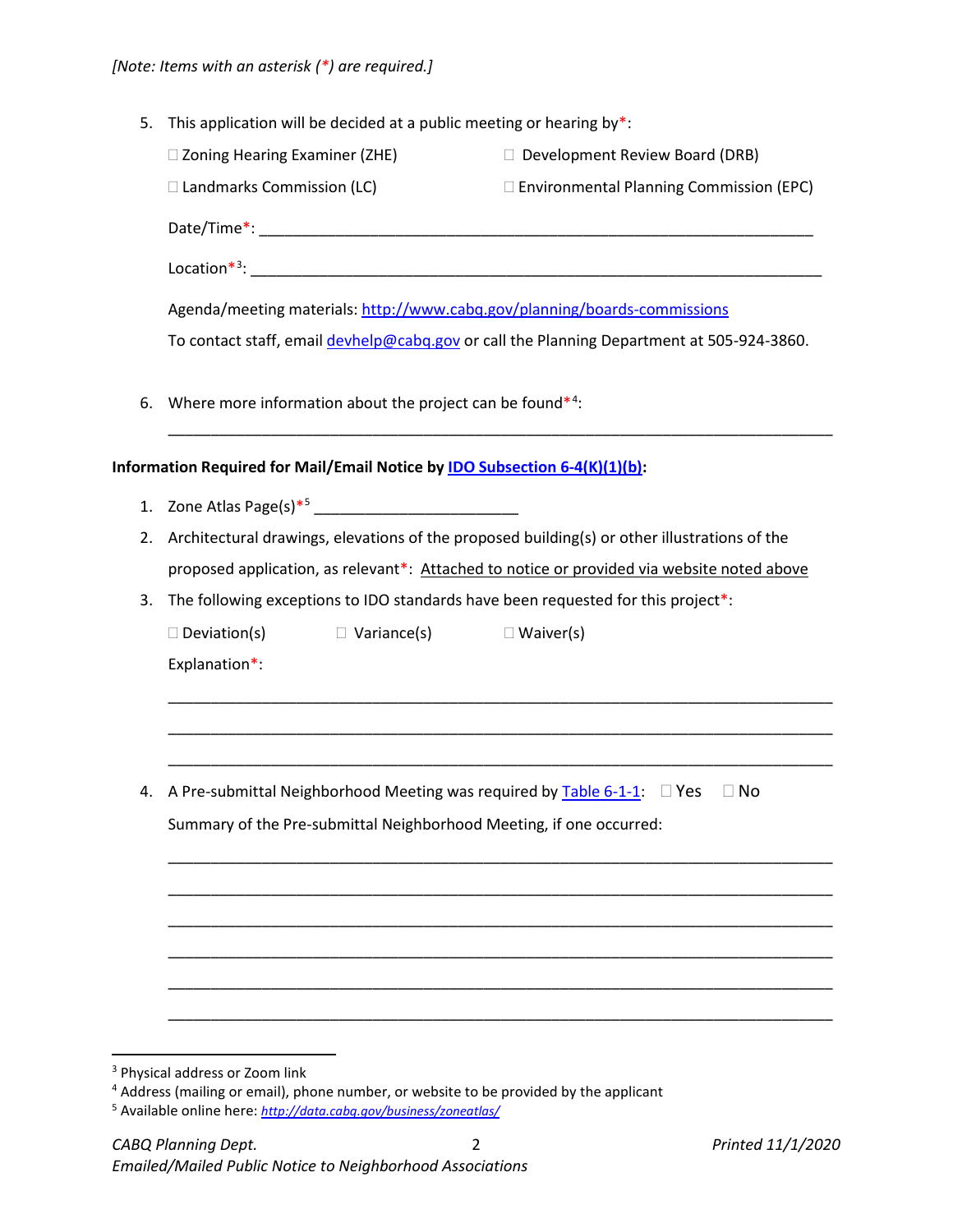*[Note: Items with an asterisk (*) are required.]*

5. This application will be decided at a public meeting or hearing by*:

   ☐ Zoning Hearing Examiner (ZHE) ☐ Development Review Board (DRB)

   ☐ Landmarks Commission (LC) ☐ Environmental Planning Commission (EPC)

   Date/Time*: ____________________________________________________________

   Location*[3]: ____________________________________________________________

   Agenda/meeting materials: [http://www.cabq.gov/planning/boards-commissions](http://www.cabq.gov/planning/boards-commissions)

   To contact staff, email [devhelp@cabq.gov](mailto:devhelp@cabq.gov) or call the Planning Department at 505-924-3860.

6. Where more information about the project can be found*[4]:

   ____________________________________________________________

**Information Required for Mail/Email Notice by IDO Subsection 6-4(K)(1)(b):**

1. Zone Atlas Page(s)*[5] ________________________
2. Architectural drawings, elevations of the proposed building(s) or other illustrations of the proposed application, as relevant*: Attached to notice or provided via website noted above
3. The following exceptions to IDO standards have been requested for this project*:

   ☐ Deviation(s) ☐ Variance(s) ☐ Waiver(s)

   Explanation*:

   ____________________________________________________________

   ____________________________________________________________

   ____________________________________________________________

4. A Pre-submittal Neighborhood Meeting was required by Table 6-1-1: ☐ Yes ☐ No

   Summary of the Pre-submittal Neighborhood Meeting, if one occurred:

   ____________________________________________________________

   ____________________________________________________________

   ____________________________________________________________

   ____________________________________________________________

   ____________________________________________________________

   ____________________________________________________________

---

[3] Physical address or Zoom link

[4] Address (mailing or email), phone number, or website to be provided by the applicant

[5] Available online here: *[http://data.cabq.gov/business/zoneatlas/](http://data.cabq.gov/business/zoneatlas/)*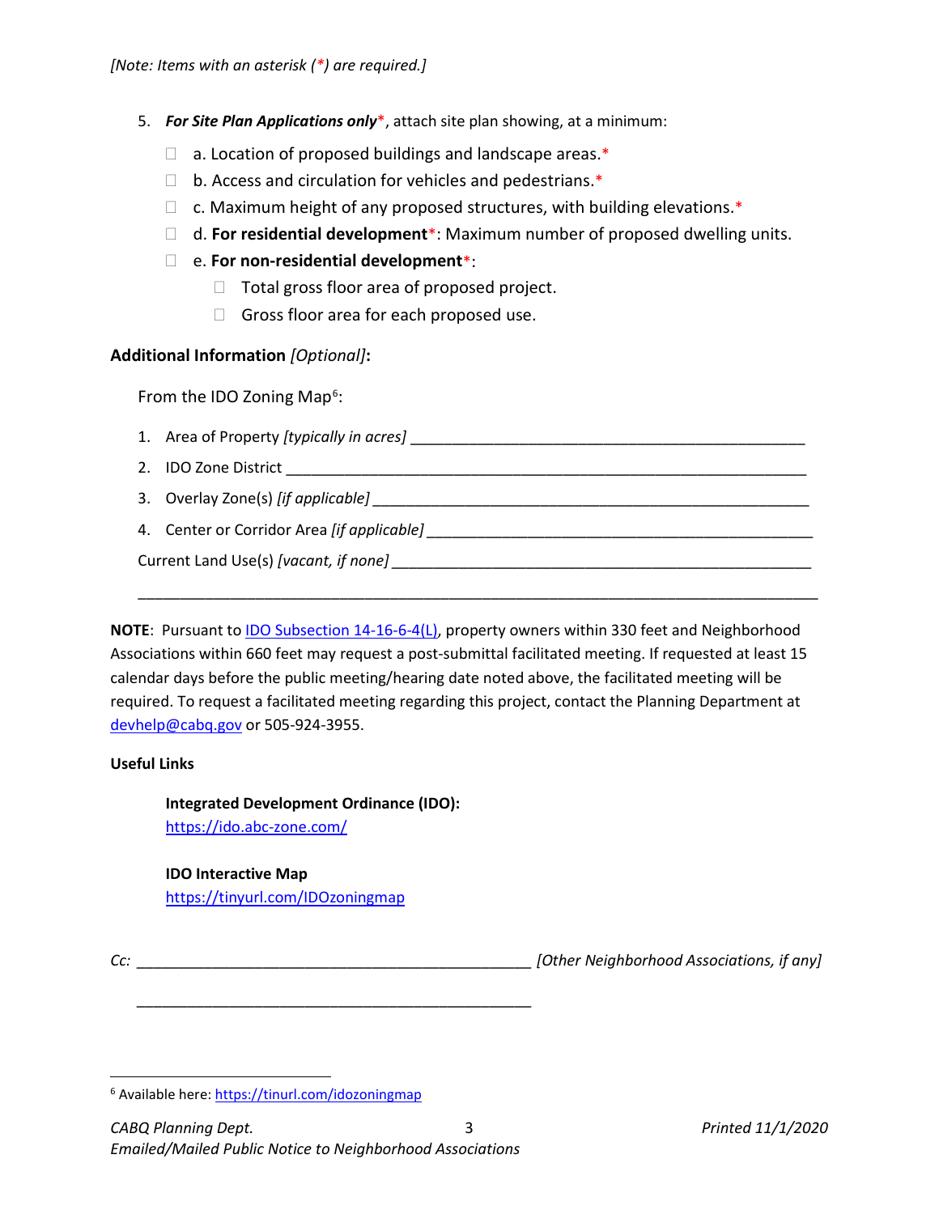*[Note: Items with an asterisk (*) are required.]*

5. ***For Site Plan Applications only****, attach site plan showing, at a minimum:
   - ☐ a. Location of proposed buildings and landscape areas.*
   - ☐ b. Access and circulation for vehicles and pedestrians.*
   - ☐ c. Maximum height of any proposed structures, with building elevations.*
   - ☐ d. **For residential development***: Maximum number of proposed dwelling units.
   - ☐ e. **For non-residential development***:
     - ☐ Total gross floor area of proposed project.
     - ☐ Gross floor area for each proposed use.

**Additional Information** *[Optional]***:**

From the IDO Zoning Map[6]:

1. Area of Property *[typically in acres]* ______________________________
2. IDO Zone District ______________________________
3. Overlay Zone(s) *[if applicable]* ______________________________
4. Center or Corridor Area *[if applicable]* ______________________________

Current Land Use(s) *[vacant, if none]* ______________________________

______________________________________________________________

**NOTE**: Pursuant to IDO Subsection 14-16-6-4(L), property owners within 330 feet and Neighborhood Associations within 660 feet may request a post-submittal facilitated meeting. If requested at least 15 calendar days before the public meeting/hearing date noted above, the facilitated meeting will be required. To request a facilitated meeting regarding this project, contact the Planning Department at devhelp@cabq.gov or 505-924-3955.

**Useful Links**

**Integrated Development Ordinance (IDO):**
https://ido.abc-zone.com/

**IDO Interactive Map**
https://tinyurl.com/IDOzoningmap

*Cc:* ______________________________ *[Other Neighborhood Associations, if any]*

______________________________

[6] Available here: https://tinurl.com/idozoningmap